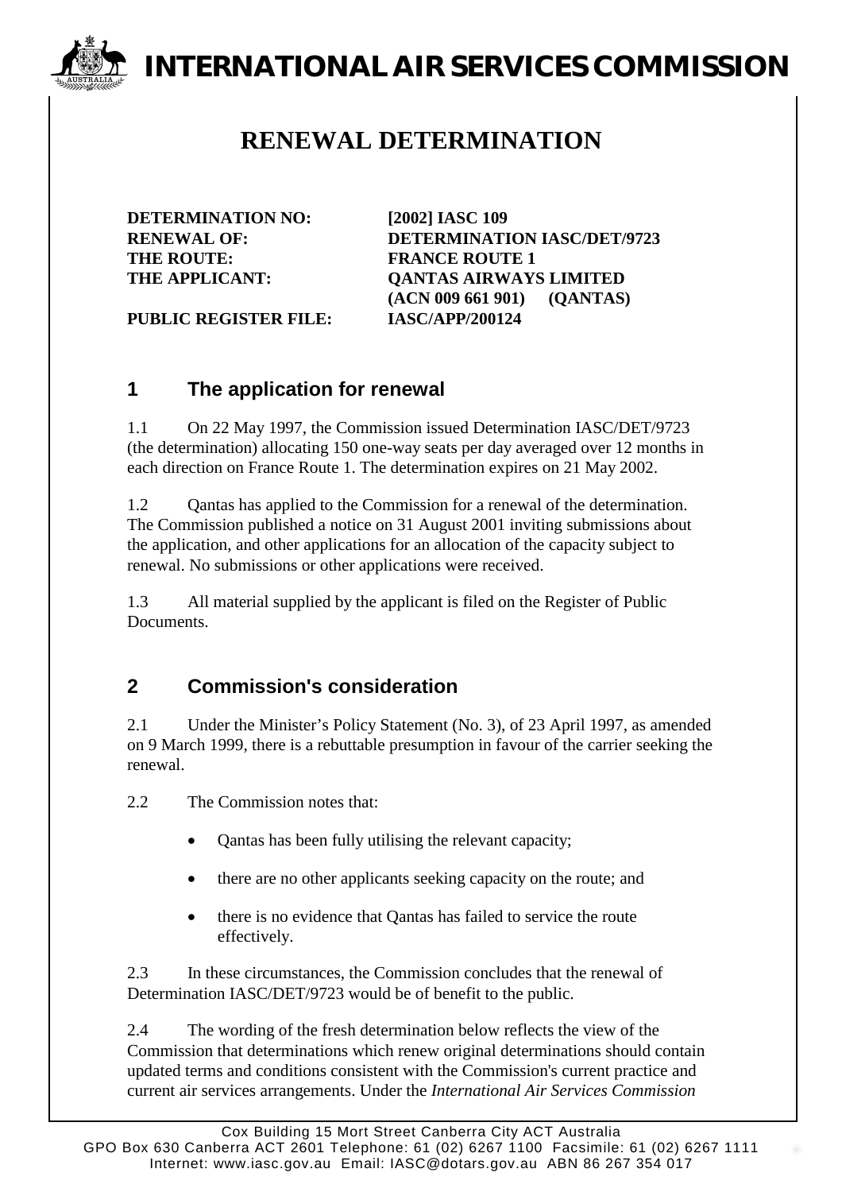# INTERNATIONAL AIR SERVICES COMMISSION

## RENEWAL DETERMINATION

**DETERMINATION NO:** **[2002] IASC 109**
**RENEWAL OF:** **DETERMINATION IASC/DET/9723**
**THE ROUTE:** **FRANCE ROUTE 1**
**THE APPLICANT:** **QANTAS AIRWAYS LIMITED (ACN 009 661 901) (QANTAS)**
**PUBLIC REGISTER FILE:** **IASC/APP/200124**

### 1 The application for renewal

1.1 On 22 May 1997, the Commission issued Determination IASC/DET/9723 (the determination) allocating 150 one-way seats per day averaged over 12 months in each direction on France Route 1. The determination expires on 21 May 2002.

1.2 Qantas has applied to the Commission for a renewal of the determination. The Commission published a notice on 31 August 2001 inviting submissions about the application, and other applications for an allocation of the capacity subject to renewal. No submissions or other applications were received.

1.3 All material supplied by the applicant is filed on the Register of Public Documents.

### 2 Commission's consideration

2.1 Under the Minister’s Policy Statement (No. 3), of 23 April 1997, as amended on 9 March 1999, there is a rebuttable presumption in favour of the carrier seeking the renewal.

2.2 The Commission notes that:

- Qantas has been fully utilising the relevant capacity;
- there are no other applicants seeking capacity on the route; and
- there is no evidence that Qantas has failed to service the route effectively.

2.3 In these circumstances, the Commission concludes that the renewal of Determination IASC/DET/9723 would be of benefit to the public.

2.4 The wording of the fresh determination below reflects the view of the Commission that determinations which renew original determinations should contain updated terms and conditions consistent with the Commission's current practice and current air services arrangements. Under the *International Air Services Commission*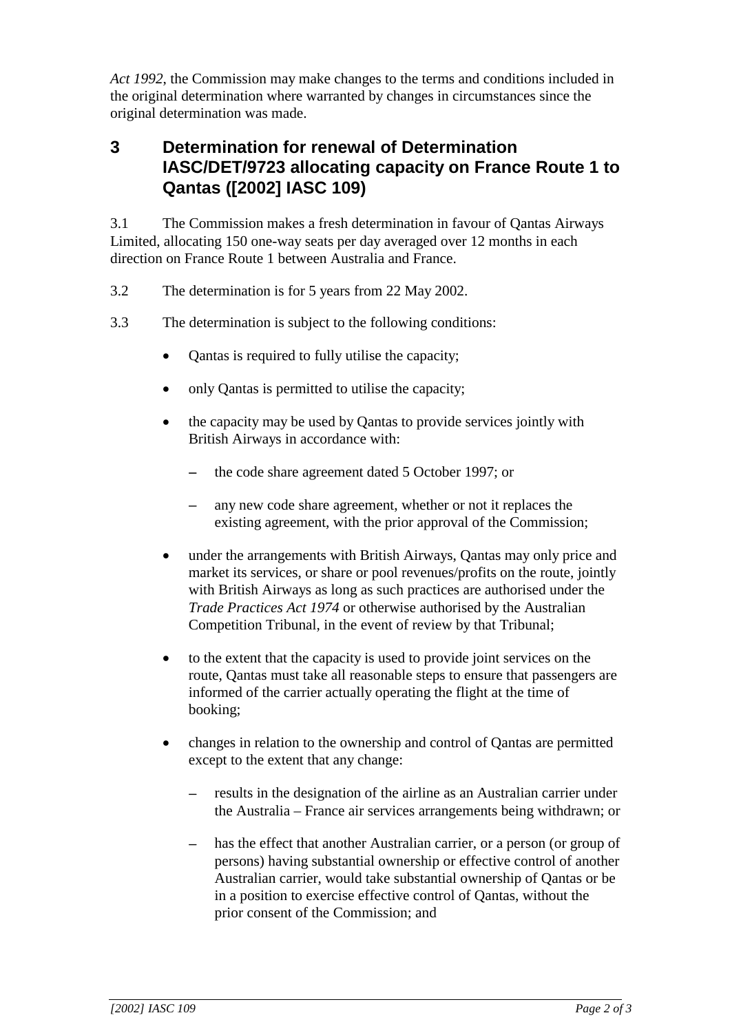*Act 1992*, the Commission may make changes to the terms and conditions included in the original determination where warranted by changes in circumstances since the original determination was made.

## 3 Determination for renewal of Determination IASC/DET/9723 allocating capacity on France Route 1 to Qantas ([2002] IASC 109)

3.1 The Commission makes a fresh determination in favour of Qantas Airways Limited, allocating 150 one-way seats per day averaged over 12 months in each direction on France Route 1 between Australia and France.

3.2 The determination is for 5 years from 22 May 2002.

3.3 The determination is subject to the following conditions:

- Qantas is required to fully utilise the capacity;
- only Qantas is permitted to utilise the capacity;
- the capacity may be used by Qantas to provide services jointly with British Airways in accordance with:
  - the code share agreement dated 5 October 1997; or
  - any new code share agreement, whether or not it replaces the existing agreement, with the prior approval of the Commission;
- under the arrangements with British Airways, Qantas may only price and market its services, or share or pool revenues/profits on the route, jointly with British Airways as long as such practices are authorised under the *Trade Practices Act 1974* or otherwise authorised by the Australian Competition Tribunal, in the event of review by that Tribunal;
- to the extent that the capacity is used to provide joint services on the route, Qantas must take all reasonable steps to ensure that passengers are informed of the carrier actually operating the flight at the time of booking;
- changes in relation to the ownership and control of Qantas are permitted except to the extent that any change:
  - results in the designation of the airline as an Australian carrier under the Australia – France air services arrangements being withdrawn; or
  - has the effect that another Australian carrier, or a person (or group of persons) having substantial ownership or effective control of another Australian carrier, would take substantial ownership of Qantas or be in a position to exercise effective control of Qantas, without the prior consent of the Commission; and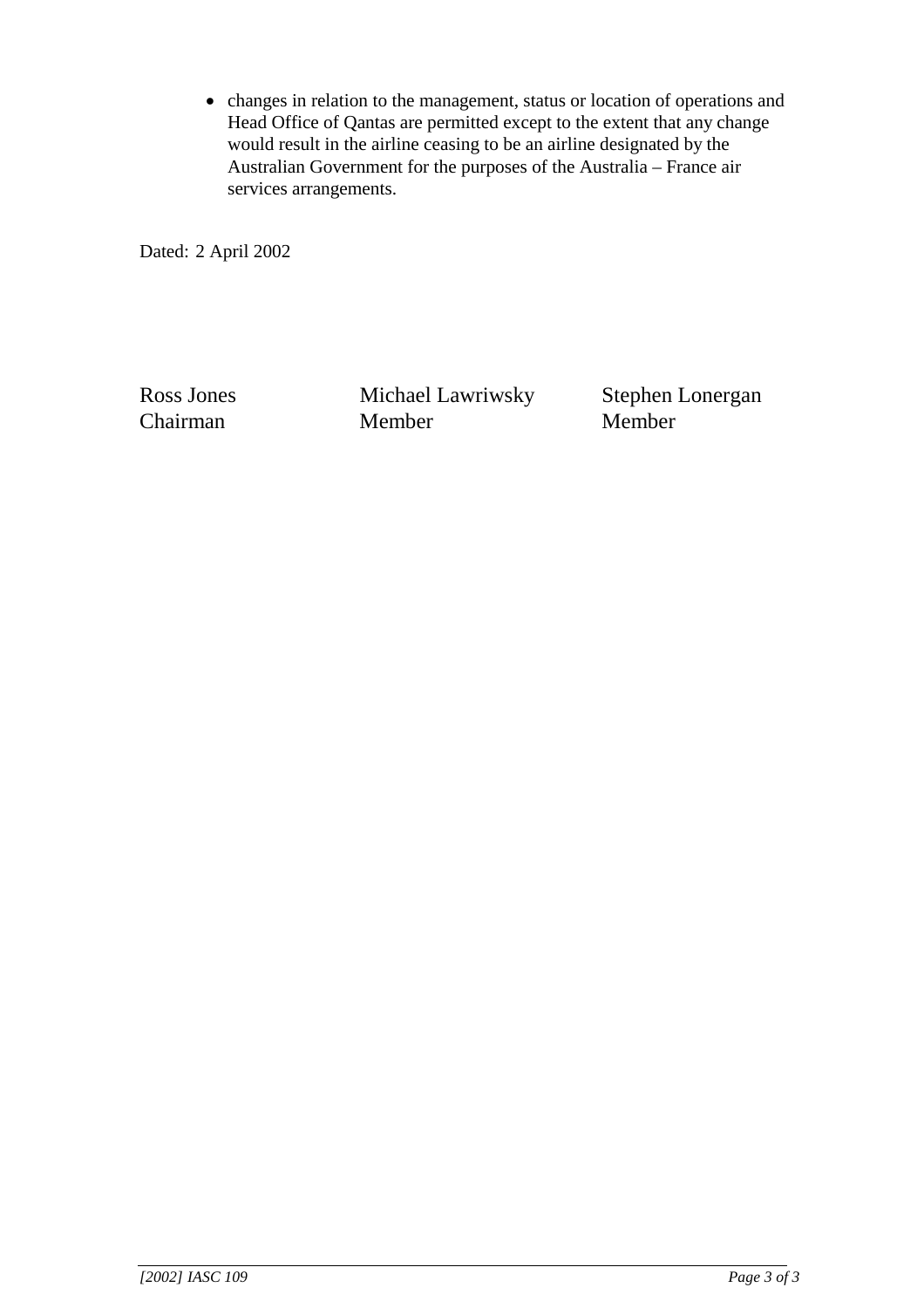- changes in relation to the management, status or location of operations and Head Office of Qantas are permitted except to the extent that any change would result in the airline ceasing to be an airline designated by the Australian Government for the purposes of the Australia – France air services arrangements.

Dated: 2 April 2002

| | | |
|---|---|---|
| Ross Jones | Michael Lawriwsky | Stephen Lonergan |
| Chairman | Member | Member |